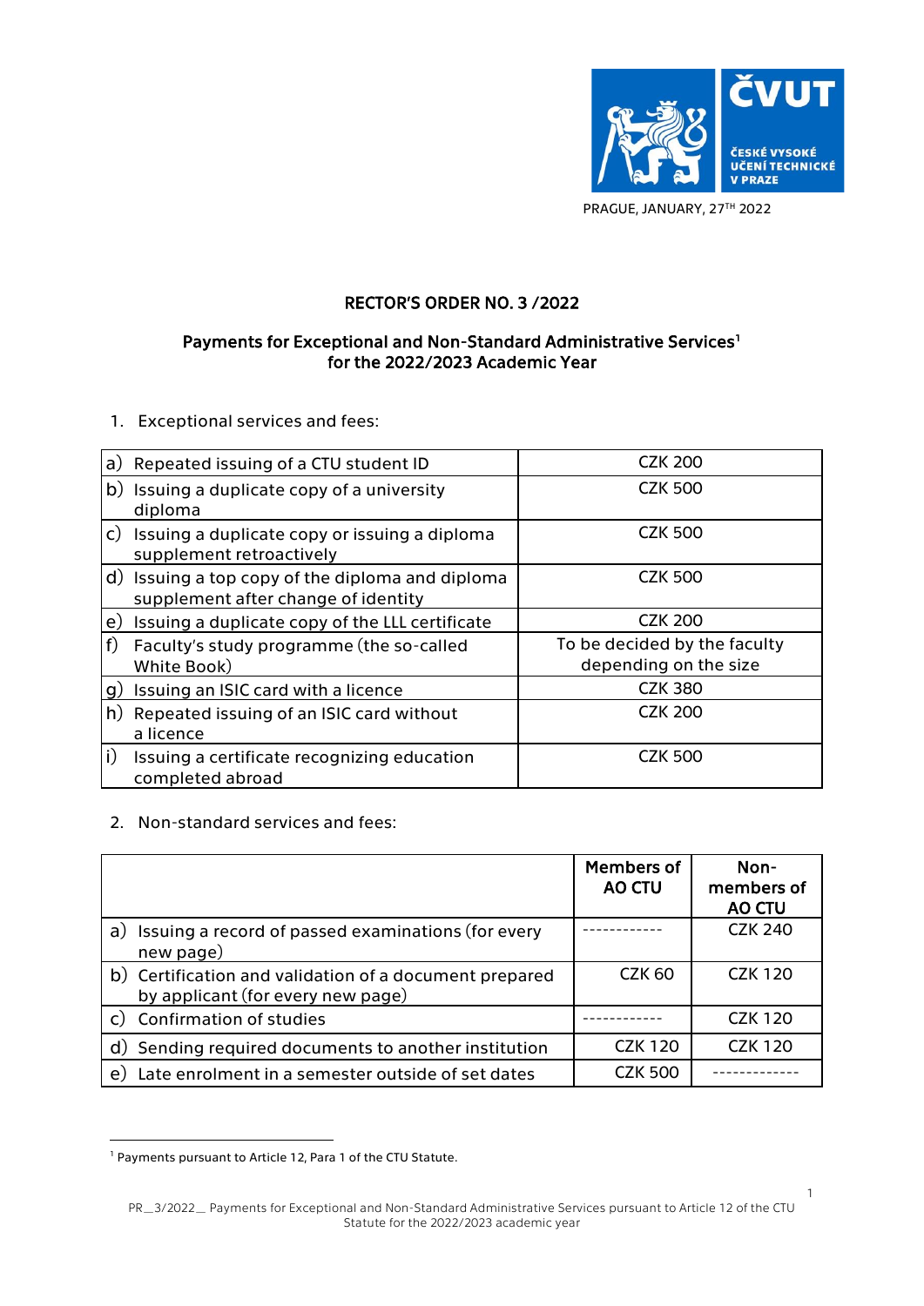PRAGUE, JANUARY, 27TH 2022

# RECTOR'S ORDER NO. 3 /2022

## Payments for Exceptional and Non-Standard Administrative Services[1] for the 2022/2023 Academic Year

1. Exceptional services and fees:

| | |
|---|---|
| a) Repeated issuing of a CTU student ID | CZK 200 |
| b) Issuing a duplicate copy of a university diploma | CZK 500 |
| c) Issuing a duplicate copy or issuing a diploma supplement retroactively | CZK 500 |
| d) Issuing a top copy of the diploma and diploma supplement after change of identity | CZK 500 |
| e) Issuing a duplicate copy of the LLL certificate | CZK 200 |
| f) Faculty's study programme (the so-called White Book) | To be decided by the faculty depending on the size |
| g) Issuing an ISIC card with a licence | CZK 380 |
| h) Repeated issuing of an ISIC card without a licence | CZK 200 |
| i) Issuing a certificate recognizing education completed abroad | CZK 500 |

2. Non-standard services and fees:

| | Members of AO CTU | Non-members of AO CTU |
|---|---|---|
| a) Issuing a record of passed examinations (for every new page) | ------------ | CZK 240 |
| b) Certification and validation of a document prepared by applicant (for every new page) | CZK 60 | CZK 120 |
| c) Confirmation of studies | ------------ | CZK 120 |
| d) Sending required documents to another institution | CZK 120 | CZK 120 |
| e) Late enrolment in a semester outside of set dates | CZK 500 | ------------- |

[1] Payments pursuant to Article 12, Para 1 of the CTU Statute.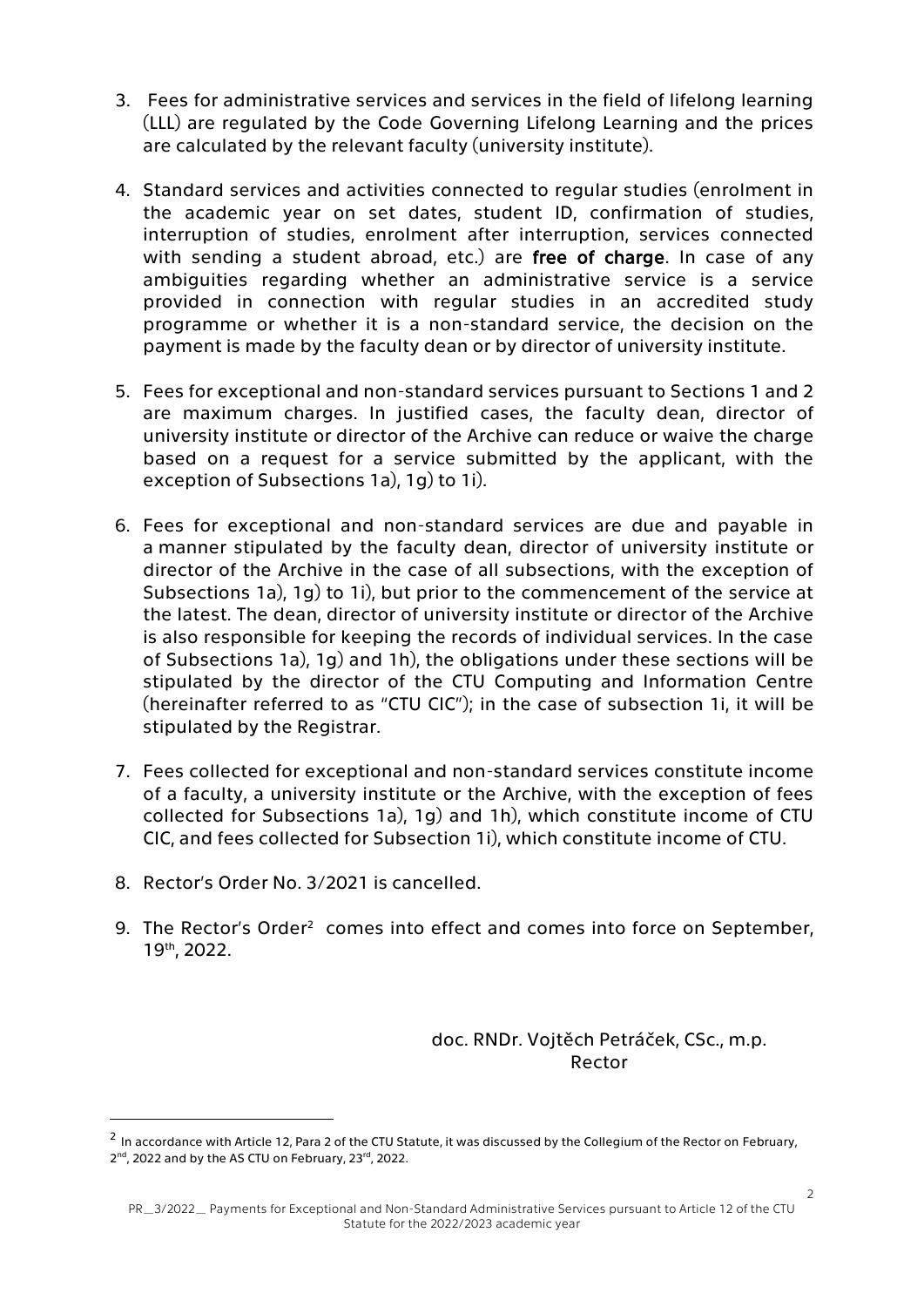3. Fees for administrative services and services in the field of lifelong learning (LLL) are regulated by the Code Governing Lifelong Learning and the prices are calculated by the relevant faculty (university institute).

4. Standard services and activities connected to regular studies (enrolment in the academic year on set dates, student ID, confirmation of studies, interruption of studies, enrolment after interruption, services connected with sending a student abroad, etc.) are **free of charge**. In case of any ambiguities regarding whether an administrative service is a service provided in connection with regular studies in an accredited study programme or whether it is a non-standard service, the decision on the payment is made by the faculty dean or by director of university institute.

5. Fees for exceptional and non-standard services pursuant to Sections 1 and 2 are maximum charges. In justified cases, the faculty dean, director of university institute or director of the Archive can reduce or waive the charge based on a request for a service submitted by the applicant, with the exception of Subsections 1a), 1g) to 1i).

6. Fees for exceptional and non-standard services are due and payable in a manner stipulated by the faculty dean, director of university institute or director of the Archive in the case of all subsections, with the exception of Subsections 1a), 1g) to 1i), but prior to the commencement of the service at the latest. The dean, director of university institute or director of the Archive is also responsible for keeping the records of individual services. In the case of Subsections 1a), 1g) and 1h), the obligations under these sections will be stipulated by the director of the CTU Computing and Information Centre (hereinafter referred to as "CTU CIC"); in the case of subsection 1i, it will be stipulated by the Registrar.

7. Fees collected for exceptional and non-standard services constitute income of a faculty, a university institute or the Archive, with the exception of fees collected for Subsections 1a), 1g) and 1h), which constitute income of CTU CIC, and fees collected for Subsection 1i), which constitute income of CTU.

8. Rector's Order No. 3/2021 is cancelled.

9. The Rector's Order[2] comes into effect and comes into force on September, 19th, 2022.

doc. RNDr. Vojtěch Petráček, CSc., m.p.
Rector

[2] In accordance with Article 12, Para 2 of the CTU Statute, it was discussed by the Collegium of the Rector on February, 2nd, 2022 and by the AS CTU on February, 23rd, 2022.